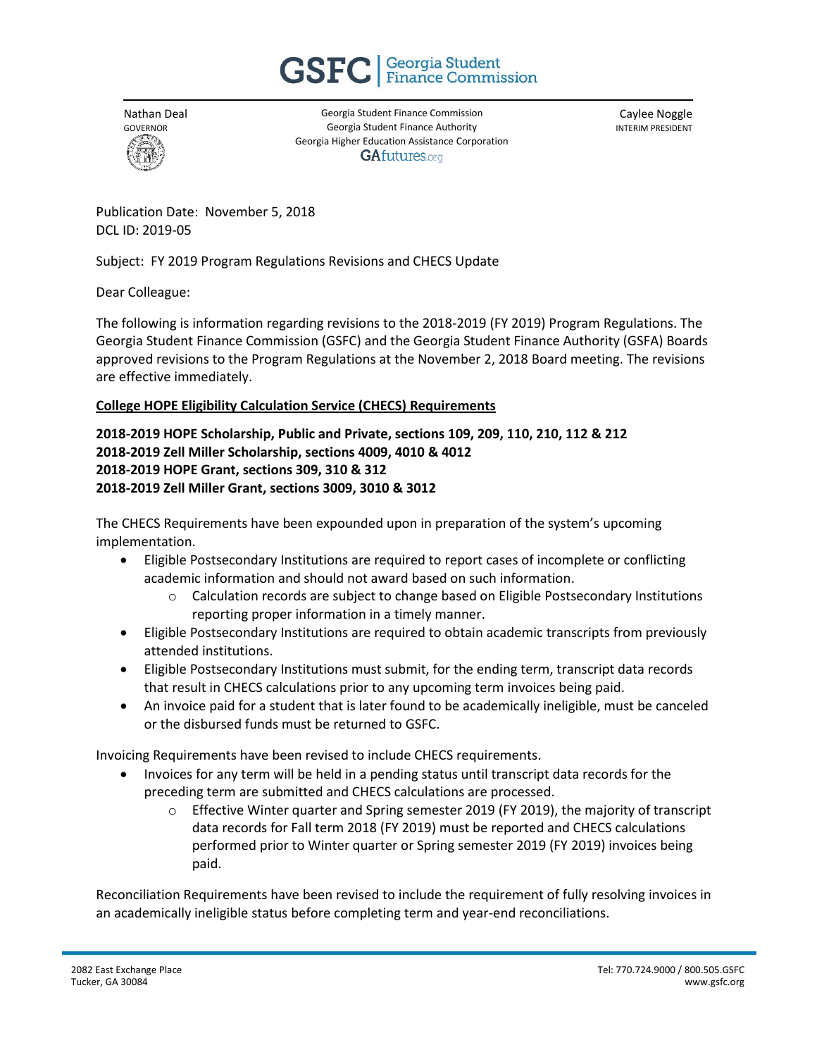# GSFC | Georgia Student Finance Commission

Nathan Deal
GOVERNOR

Georgia Student Finance Commission
Georgia Student Finance Authority
Georgia Higher Education Assistance Corporation
GAfutures.org

Caylee Noggle
INTERIM PRESIDENT

Publication Date: November 5, 2018
DCL ID: 2019-05

Subject: FY 2019 Program Regulations Revisions and CHECS Update

Dear Colleague:

The following is information regarding revisions to the 2018-2019 (FY 2019) Program Regulations. The Georgia Student Finance Commission (GSFC) and the Georgia Student Finance Authority (GSFA) Boards approved revisions to the Program Regulations at the November 2, 2018 Board meeting. The revisions are effective immediately.

**College HOPE Eligibility Calculation Service (CHECS) Requirements**

**2018-2019 HOPE Scholarship, Public and Private, sections 109, 209, 110, 210, 112 & 212**
**2018-2019 Zell Miller Scholarship, sections 4009, 4010 & 4012**
**2018-2019 HOPE Grant, sections 309, 310 & 312**
**2018-2019 Zell Miller Grant, sections 3009, 3010 & 3012**

The CHECS Requirements have been expounded upon in preparation of the system's upcoming implementation.

- Eligible Postsecondary Institutions are required to report cases of incomplete or conflicting academic information and should not award based on such information.
  - Calculation records are subject to change based on Eligible Postsecondary Institutions reporting proper information in a timely manner.
- Eligible Postsecondary Institutions are required to obtain academic transcripts from previously attended institutions.
- Eligible Postsecondary Institutions must submit, for the ending term, transcript data records that result in CHECS calculations prior to any upcoming term invoices being paid.
- An invoice paid for a student that is later found to be academically ineligible, must be canceled or the disbursed funds must be returned to GSFC.

Invoicing Requirements have been revised to include CHECS requirements.

- Invoices for any term will be held in a pending status until transcript data records for the preceding term are submitted and CHECS calculations are processed.
  - Effective Winter quarter and Spring semester 2019 (FY 2019), the majority of transcript data records for Fall term 2018 (FY 2019) must be reported and CHECS calculations performed prior to Winter quarter or Spring semester 2019 (FY 2019) invoices being paid.

Reconciliation Requirements have been revised to include the requirement of fully resolving invoices in an academically ineligible status before completing term and year-end reconciliations.

2082 East Exchange Place
Tucker, GA 30084

Tel: 770.724.9000 / 800.505.GSFC
www.gsfc.org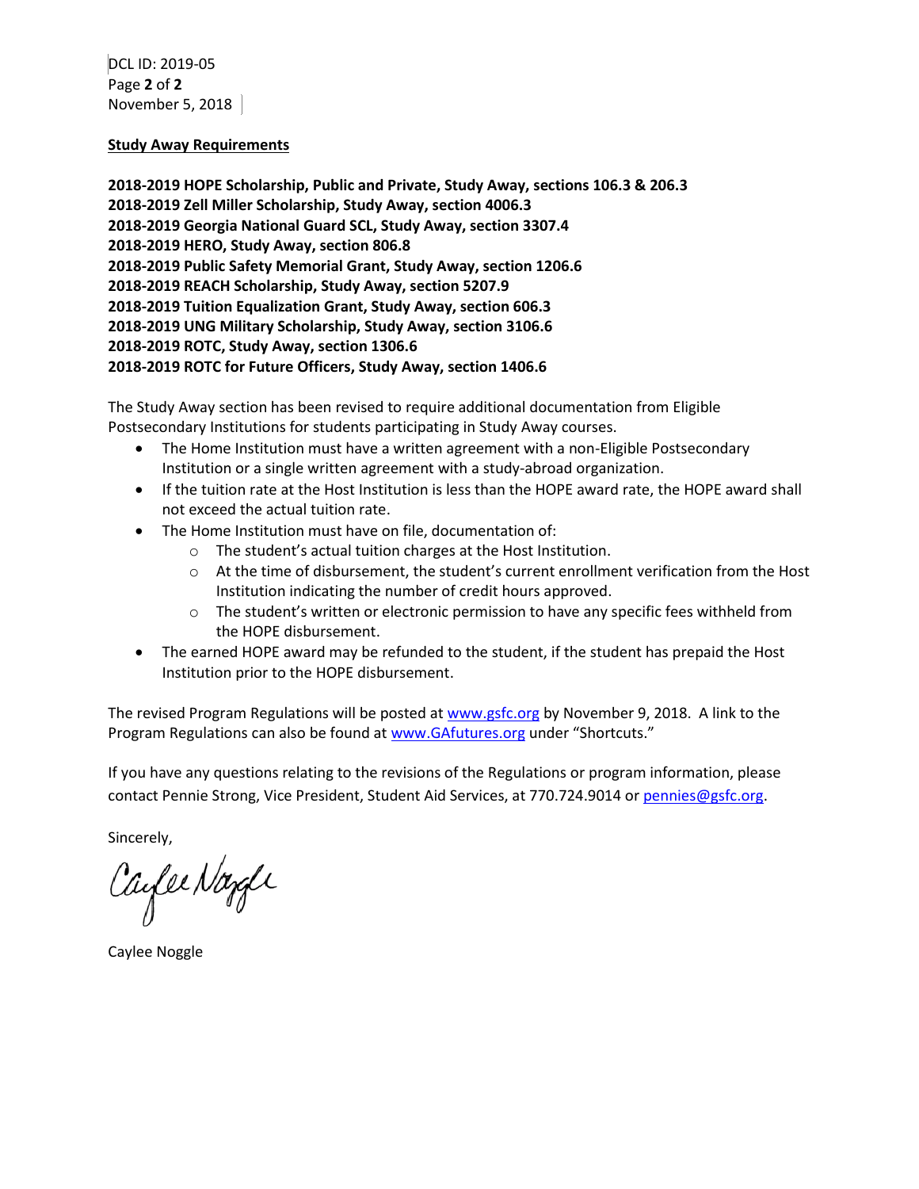**Study Away Requirements**

**2018-2019 HOPE Scholarship, Public and Private, Study Away, sections 106.3 & 206.3**
**2018-2019 Zell Miller Scholarship, Study Away, section 4006.3**
**2018-2019 Georgia National Guard SCL, Study Away, section 3307.4**
**2018-2019 HERO, Study Away, section 806.8**
**2018-2019 Public Safety Memorial Grant, Study Away, section 1206.6**
**2018-2019 REACH Scholarship, Study Away, section 5207.9**
**2018-2019 Tuition Equalization Grant, Study Away, section 606.3**
**2018-2019 UNG Military Scholarship, Study Away, section 3106.6**
**2018-2019 ROTC, Study Away, section 1306.6**
**2018-2019 ROTC for Future Officers, Study Away, section 1406.6**

The Study Away section has been revised to require additional documentation from Eligible Postsecondary Institutions for students participating in Study Away courses.

- The Home Institution must have a written agreement with a non-Eligible Postsecondary Institution or a single written agreement with a study-abroad organization.
- If the tuition rate at the Host Institution is less than the HOPE award rate, the HOPE award shall not exceed the actual tuition rate.
- The Home Institution must have on file, documentation of:
  - The student's actual tuition charges at the Host Institution.
  - At the time of disbursement, the student's current enrollment verification from the Host Institution indicating the number of credit hours approved.
  - The student's written or electronic permission to have any specific fees withheld from the HOPE disbursement.
- The earned HOPE award may be refunded to the student, if the student has prepaid the Host Institution prior to the HOPE disbursement.

The revised Program Regulations will be posted at www.gsfc.org by November 9, 2018. A link to the Program Regulations can also be found at www.GAfutures.org under "Shortcuts."

If you have any questions relating to the revisions of the Regulations or program information, please contact Pennie Strong, Vice President, Student Aid Services, at 770.724.9014 or pennies@gsfc.org.

Sincerely,

Caylee Noggle